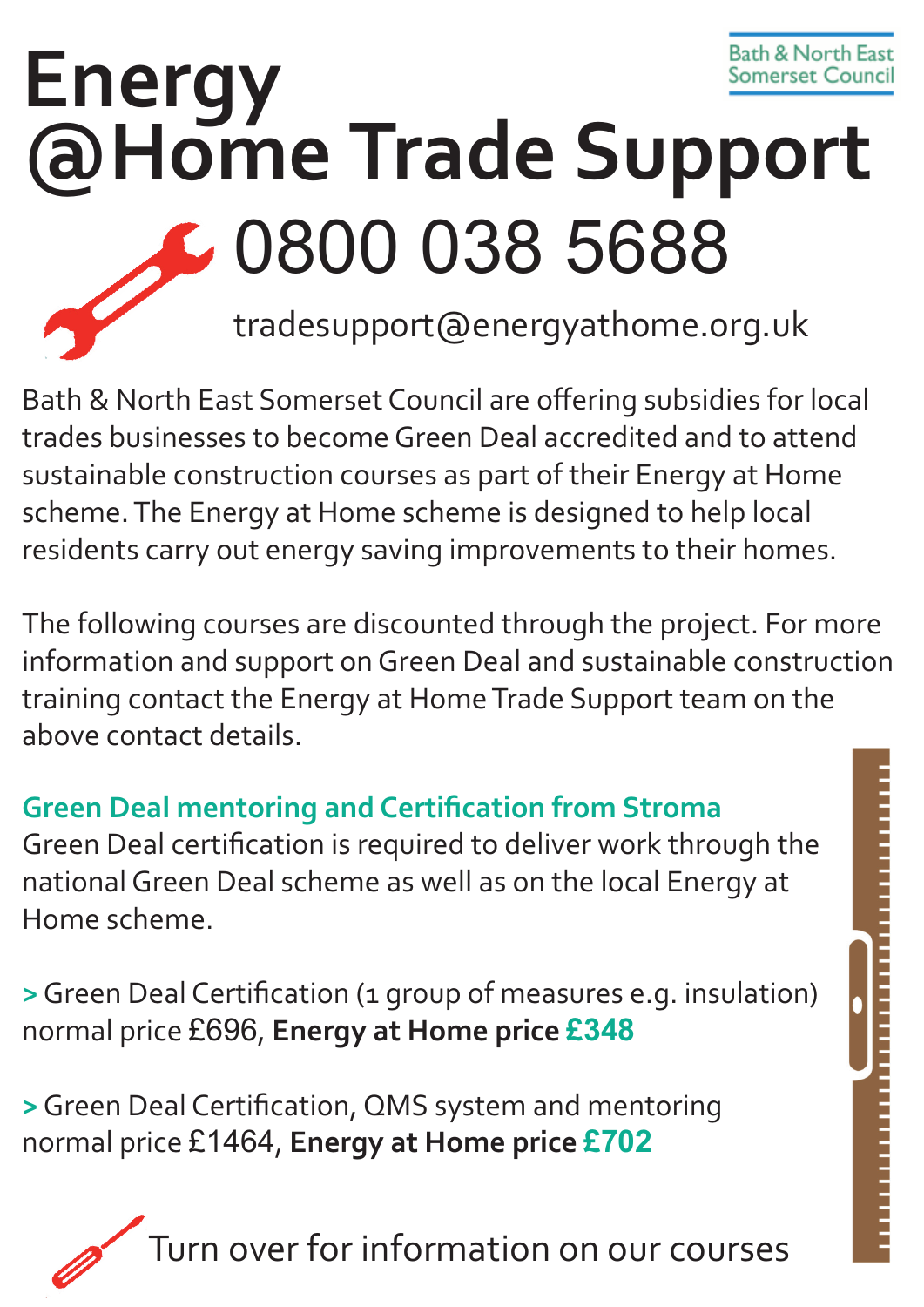Bath & North East Somerset Council

# Energy @Home Trade Support

## 0800 038 5688

tradesupport@energyathome.org.uk

Bath & North East Somerset Council are offering subsidies for local trades businesses to become Green Deal accredited and to attend sustainable construction courses as part of their Energy at Home scheme. The Energy at Home scheme is designed to help local residents carry out energy saving improvements to their homes.

The following courses are discounted through the project. For more information and support on Green Deal and sustainable construction training contact the Energy at Home Trade Support team on the above contact details.

### Green Deal mentoring and Certification from Stroma

Green Deal certification is required to deliver work through the national Green Deal scheme as well as on the local Energy at Home scheme.

> Green Deal Certification (1 group of measures e.g. insulation) normal price £696, **Energy at Home price £348**

> Green Deal Certification, QMS system and mentoring normal price £1464, **Energy at Home price £702**

Turn over for information on our courses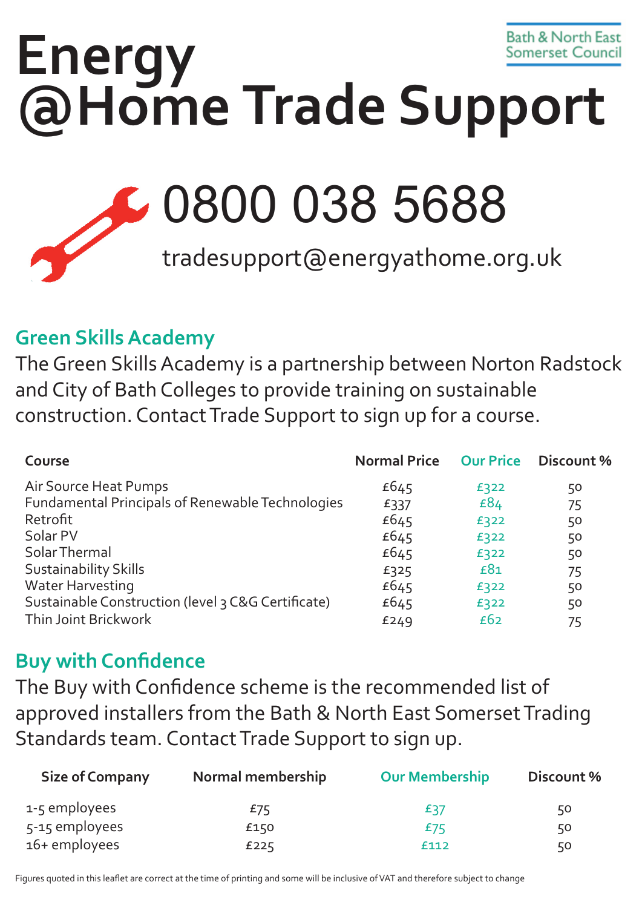Bath & North East Somerset Council

# Energy @Home Trade Support

## 0800 038 5688

tradesupport@energyathome.org.uk

## Green Skills Academy

The Green Skills Academy is a partnership between Norton Radstock and City of Bath Colleges to provide training on sustainable construction. Contact Trade Support to sign up for a course.

| Course | Normal Price | Our Price | Discount % |
|---|---|---|---|
| Air Source Heat Pumps | £645 | £322 | 50 |
| Fundamental Principals of Renewable Technologies | £337 | £84 | 75 |
| Retrofit | £645 | £322 | 50 |
| Solar PV | £645 | £322 | 50 |
| Solar Thermal | £645 | £322 | 50 |
| Sustainability Skills | £325 | £81 | 75 |
| Water Harvesting | £645 | £322 | 50 |
| Sustainable Construction (level 3 C&G Certificate) | £645 | £322 | 50 |
| Thin Joint Brickwork | £249 | £62 | 75 |

## Buy with Confidence

The Buy with Confidence scheme is the recommended list of approved installers from the Bath & North East Somerset Trading Standards team. Contact Trade Support to sign up.

| Size of Company | Normal membership | Our Membership | Discount % |
|---|---|---|---|
| 1-5 employees | £75 | £37 | 50 |
| 5-15 employees | £150 | £75 | 50 |
| 16+ employees | £225 | £112 | 50 |

Figures quoted in this leaflet are correct at the time of printing and some will be inclusive of VAT and therefore subject to change